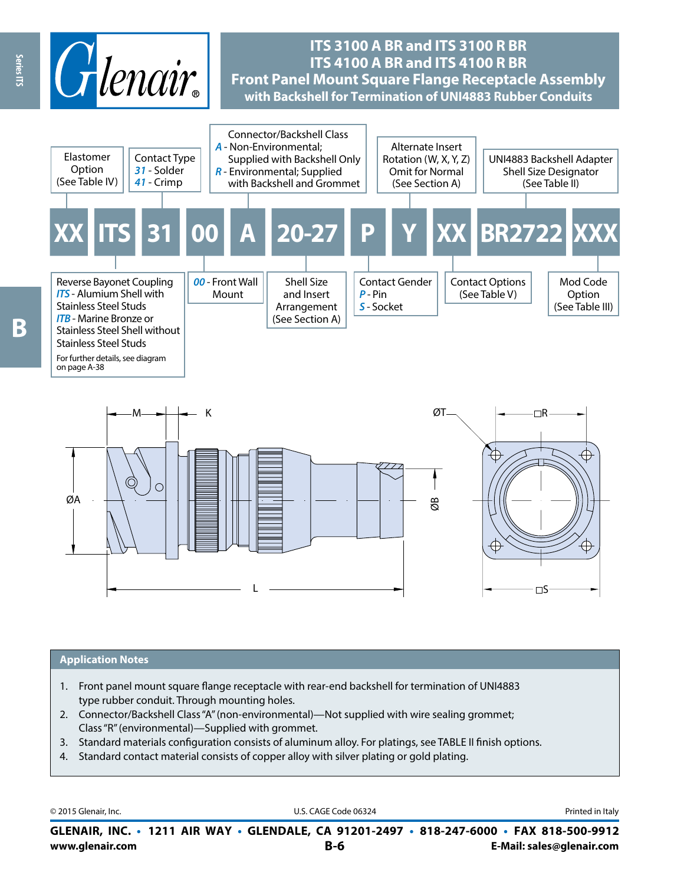# ITS 3100 A BR and ITS 3100 R BR
# ITS 4100 A BR and ITS 4100 R BR
## Front Panel Mount Square Flange Receptacle Assembly
### with Backshell for Termination of UNI4883 Rubber Conduits

| XX | ITS | 31 | 00 | A | 20-27 | P | Y | XX | BR2722 | XXX |
|---|---|---|---|---|---|---|---|---|---|---|

- **XX** – Elastomer Option (See Table IV)
- **ITS** – Reverse Bayonet Coupling
  - *ITS* - Alumium Shell with Stainless Steel Studs
  - *ITB* - Marine Bronze or Stainless Steel Shell without Stainless Steel Studs
  - For further details, see diagram on page A-38
- **31** – Contact Type
  - *31* - Solder
  - *41* - Crimp
- **00** – *00* - Front Wall Mount
- **A** – Connector/Backshell Class
  - *A* - Non-Environmental; Supplied with Backshell Only
  - *R* - Environmental; Supplied with Backshell and Grommet
- **20-27** – Shell Size and Insert Arrangement (See Section A)
- **P** – Contact Gender
  - *P* - Pin
  - *S* - Socket
- **Y** – Alternate Insert Rotation (W, X, Y, Z) Omit for Normal (See Section A)
- **XX** – Contact Options (See Table V)
- **BR2722** – UNI4883 Backshell Adapter Shell Size Designator (See Table II)
- **XXX** – Mod Code Option (See Table III)

M K ØA ØB L ØT □R □S

## Application Notes

1. Front panel mount square flange receptacle with rear-end backshell for termination of UNI4883 type rubber conduit. Through mounting holes.
2. Connector/Backshell Class "A" (non-environmental)—Not supplied with wire sealing grommet; Class "R" (environmental)—Supplied with grommet.
3. Standard materials configuration consists of aluminum alloy. For platings, see TABLE II finish options.
4. Standard contact material consists of copper alloy with silver plating or gold plating.

© 2015 Glenair, Inc. U.S. CAGE Code 06324 Printed in Italy

**GLENAIR, INC. • 1211 AIR WAY • GLENDALE, CA 91201-2497 • 818-247-6000 • FAX 818-500-9912**
**www.glenair.com** **E-Mail: sales@glenair.com**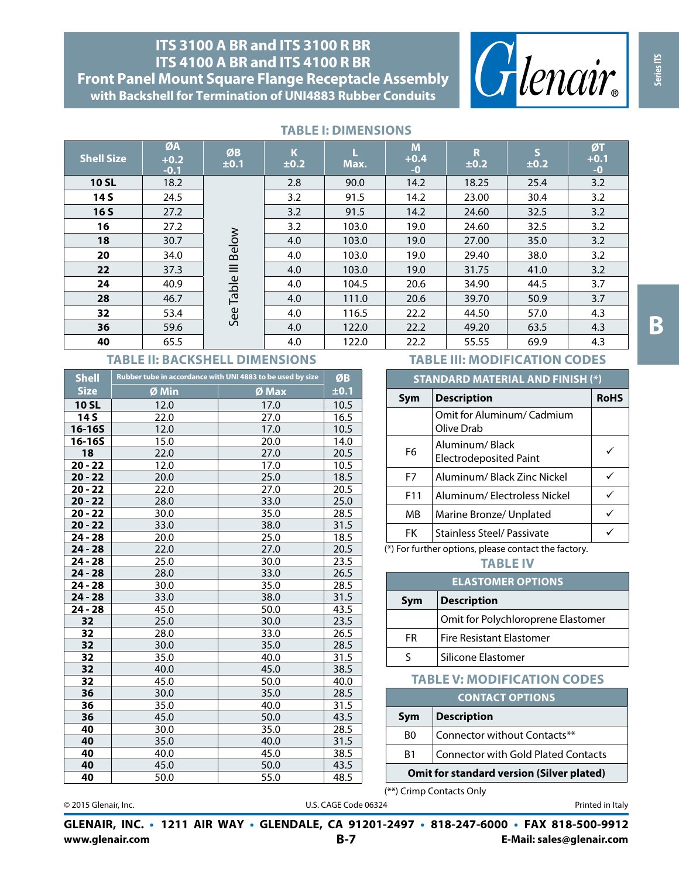# ITS 3100 A BR and ITS 3100 R BR
# ITS 4100 A BR and ITS 4100 R BR
# Front Panel Mount Square Flange Receptacle Assembly
## with Backshell for Termination of UNI4883 Rubber Conduits

### TABLE I: DIMENSIONS

| Shell Size | ØA +0.2 -0.1 | ØB ±0.1 | K ±0.2 | L Max. | M +0.4 -0 | R ±0.2 | S ±0.2 | ØT +0.1 -0 |
|---|---|---|---|---|---|---|---|---|
| **10 SL** | 18.2 | See Table III Below | 2.8 | 90.0 | 14.2 | 18.25 | 25.4 | 3.2 |
| **14 S** | 24.5 | | 3.2 | 91.5 | 14.2 | 23.00 | 30.4 | 3.2 |
| **16 S** | 27.2 | | 3.2 | 91.5 | 14.2 | 24.60 | 32.5 | 3.2 |
| **16** | 27.2 | | 3.2 | 103.0 | 19.0 | 24.60 | 32.5 | 3.2 |
| **18** | 30.7 | | 4.0 | 103.0 | 19.0 | 27.00 | 35.0 | 3.2 |
| **20** | 34.0 | | 4.0 | 103.0 | 19.0 | 29.40 | 38.0 | 3.2 |
| **22** | 37.3 | | 4.0 | 103.0 | 19.0 | 31.75 | 41.0 | 3.2 |
| **24** | 40.9 | | 4.0 | 104.5 | 20.6 | 34.90 | 44.5 | 3.7 |
| **28** | 46.7 | | 4.0 | 111.0 | 20.6 | 39.70 | 50.9 | 3.7 |
| **32** | 53.4 | | 4.0 | 116.5 | 22.2 | 44.50 | 57.0 | 4.3 |
| **36** | 59.6 | | 4.0 | 122.0 | 22.2 | 49.20 | 63.5 | 4.3 |
| **40** | 65.5 | | 4.0 | 122.0 | 22.2 | 55.55 | 69.9 | 4.3 |

### TABLE II: BACKSHELL DIMENSIONS

| Shell Size | Rubber tube in accordance with UNI 4883 to be used by size | | ØB ±0.1 |
|---|---|---|---|
| | Ø Min | Ø Max | |
| **10 SL** | 12.0 | 17.0 | 10.5 |
| **14 S** | 22.0 | 27.0 | 16.5 |
| **16-16S** | 12.0 | 17.0 | 10.5 |
| **16-16S** | 15.0 | 20.0 | 14.0 |
| **18** | 22.0 | 27.0 | 20.5 |
| **20 - 22** | 12.0 | 17.0 | 10.5 |
| **20 - 22** | 20.0 | 25.0 | 18.5 |
| **20 - 22** | 22.0 | 27.0 | 20.5 |
| **20 - 22** | 28.0 | 33.0 | 25.0 |
| **20 - 22** | 30.0 | 35.0 | 28.5 |
| **20 - 22** | 33.0 | 38.0 | 31.5 |
| **24 - 28** | 20.0 | 25.0 | 18.5 |
| **24 - 28** | 22.0 | 27.0 | 20.5 |
| **24 - 28** | 25.0 | 30.0 | 23.5 |
| **24 - 28** | 28.0 | 33.0 | 26.5 |
| **24 - 28** | 30.0 | 35.0 | 28.5 |
| **24 - 28** | 33.0 | 38.0 | 31.5 |
| **24 - 28** | 45.0 | 50.0 | 43.5 |
| **32** | 25.0 | 30.0 | 23.5 |
| **32** | 28.0 | 33.0 | 26.5 |
| **32** | 30.0 | 35.0 | 28.5 |
| **32** | 35.0 | 40.0 | 31.5 |
| **32** | 40.0 | 45.0 | 38.5 |
| **32** | 45.0 | 50.0 | 40.0 |
| **36** | 30.0 | 35.0 | 28.5 |
| **36** | 35.0 | 40.0 | 31.5 |
| **36** | 45.0 | 50.0 | 43.5 |
| **40** | 30.0 | 35.0 | 28.5 |
| **40** | 35.0 | 40.0 | 31.5 |
| **40** | 40.0 | 45.0 | 38.5 |
| **40** | 45.0 | 50.0 | 43.5 |
| **40** | 50.0 | 55.0 | 48.5 |

### TABLE III: MODIFICATION CODES

| STANDARD MATERIAL AND FINISH (*) | | |
|---|---|---|
| **Sym** | **Description** | **RoHS** |
| | Omit for Aluminum/ Cadmium Olive Drab | |
| F6 | Aluminum/ Black Electrodeposited Paint | ✓ |
| F7 | Aluminum/ Black Zinc Nickel | ✓ |
| F11 | Aluminum/ Electroless Nickel | ✓ |
| MB | Marine Bronze/ Unplated | ✓ |
| FK | Stainless Steel/ Passivate | ✓ |

(*) For further options, please contact the factory.

### TABLE IV

| ELASTOMER OPTIONS | |
|---|---|
| **Sym** | **Description** |
| | Omit for Polychloroprene Elastomer |
| FR | Fire Resistant Elastomer |
| S | Silicone Elastomer |

### TABLE V: MODIFICATION CODES

| CONTACT OPTIONS | |
|---|---|
| **Sym** | **Description** |
| B0 | Connector without Contacts** |
| B1 | Connector with Gold Plated Contacts |
| **Omit for standard version (Silver plated)** | |

(**) Crimp Contacts Only

© 2015 Glenair, Inc. U.S. CAGE Code 06324 Printed in Italy

**GLENAIR, INC. • 1211 AIR WAY • GLENDALE, CA 91201-2497 • 818-247-6000 • FAX 818-500-9912**
**www.glenair.com** **E-Mail: sales@glenair.com**